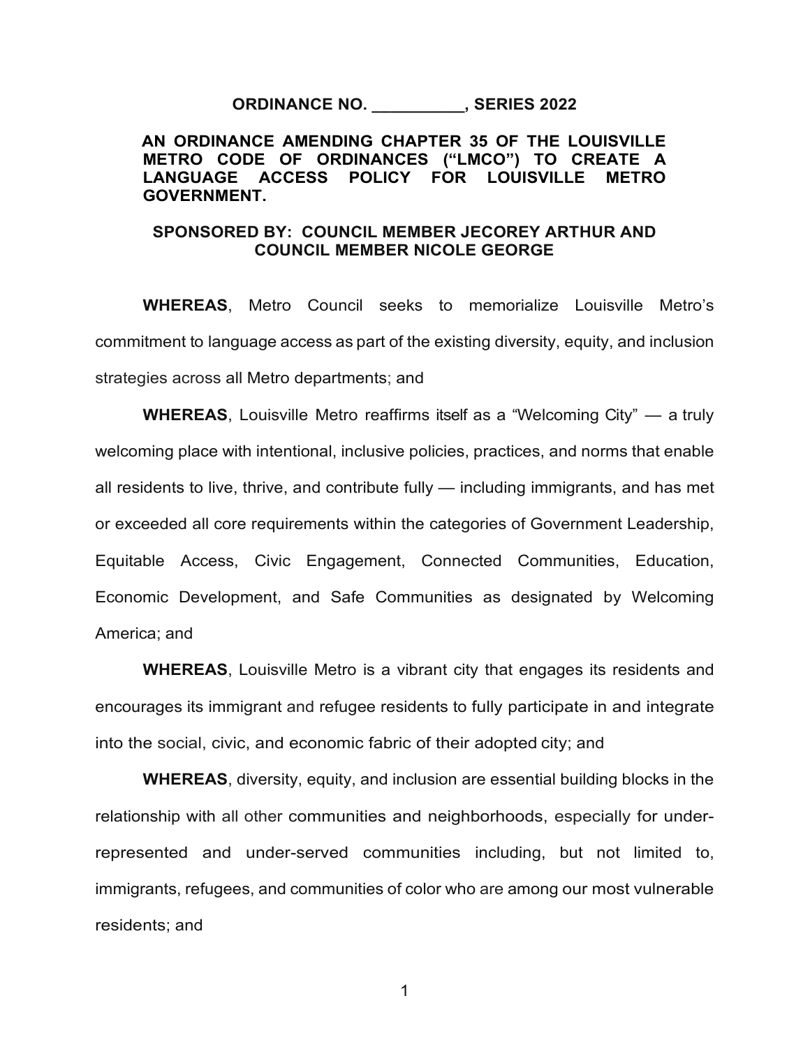# ORDINANCE NO. __________, SERIES 2022

## AN ORDINANCE AMENDING CHAPTER 35 OF THE LOUISVILLE METRO CODE OF ORDINANCES ("LMCO") TO CREATE A LANGUAGE ACCESS POLICY FOR LOUISVILLE METRO GOVERNMENT.

### SPONSORED BY: COUNCIL MEMBER JECOREY ARTHUR AND COUNCIL MEMBER NICOLE GEORGE

**WHEREAS**, Metro Council seeks to memorialize Louisville Metro's commitment to language access as part of the existing diversity, equity, and inclusion strategies across all Metro departments; and

**WHEREAS**, Louisville Metro reaffirms itself as a "Welcoming City" — a truly welcoming place with intentional, inclusive policies, practices, and norms that enable all residents to live, thrive, and contribute fully — including immigrants, and has met or exceeded all core requirements within the categories of Government Leadership, Equitable Access, Civic Engagement, Connected Communities, Education, Economic Development, and Safe Communities as designated by Welcoming America; and

**WHEREAS**, Louisville Metro is a vibrant city that engages its residents and encourages its immigrant and refugee residents to fully participate in and integrate into the social, civic, and economic fabric of their adopted city; and

**WHEREAS**, diversity, equity, and inclusion are essential building blocks in the relationship with all other communities and neighborhoods, especially for under-represented and under-served communities including, but not limited to, immigrants, refugees, and communities of color who are among our most vulnerable residents; and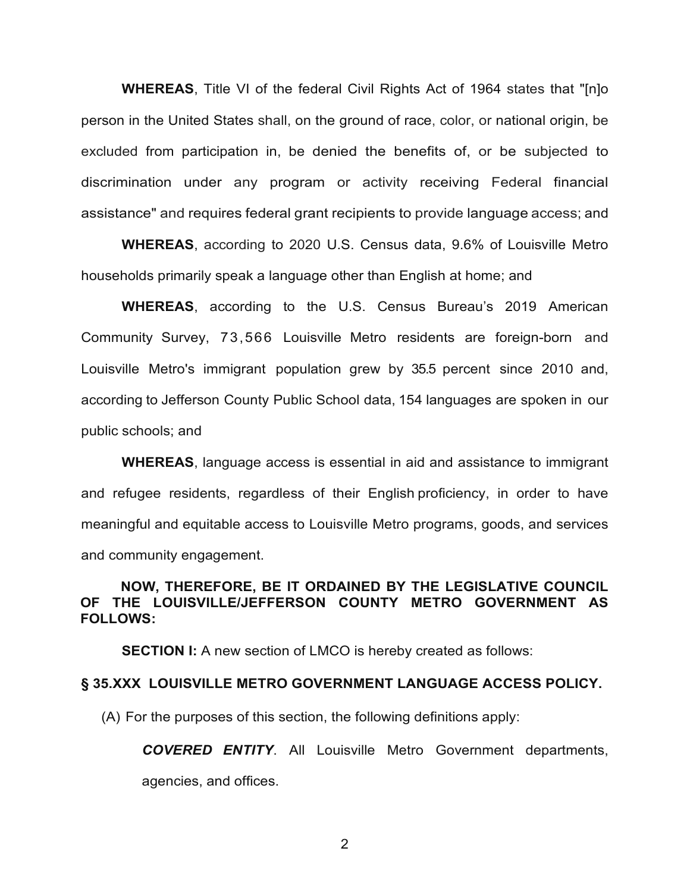**WHEREAS**, Title VI of the federal Civil Rights Act of 1964 states that "[n]o person in the United States shall, on the ground of race, color, or national origin, be excluded from participation in, be denied the benefits of, or be subjected to discrimination under any program or activity receiving Federal financial assistance" and requires federal grant recipients to provide language access; and

**WHEREAS**, according to 2020 U.S. Census data, 9.6% of Louisville Metro households primarily speak a language other than English at home; and

**WHEREAS**, according to the U.S. Census Bureau's 2019 American Community Survey, 73,566 Louisville Metro residents are foreign-born and Louisville Metro's immigrant population grew by 35.5 percent since 2010 and, according to Jefferson County Public School data, 154 languages are spoken in our public schools; and

**WHEREAS**, language access is essential in aid and assistance to immigrant and refugee residents, regardless of their English proficiency, in order to have meaningful and equitable access to Louisville Metro programs, goods, and services and community engagement.

**NOW, THEREFORE, BE IT ORDAINED BY THE LEGISLATIVE COUNCIL OF THE LOUISVILLE/JEFFERSON COUNTY METRO GOVERNMENT AS FOLLOWS:**

**SECTION I:** A new section of LMCO is hereby created as follows:

**§ 35.XXX LOUISVILLE METRO GOVERNMENT LANGUAGE ACCESS POLICY.**

(A) For the purposes of this section, the following definitions apply:

***COVERED ENTITY***. All Louisville Metro Government departments, agencies, and offices.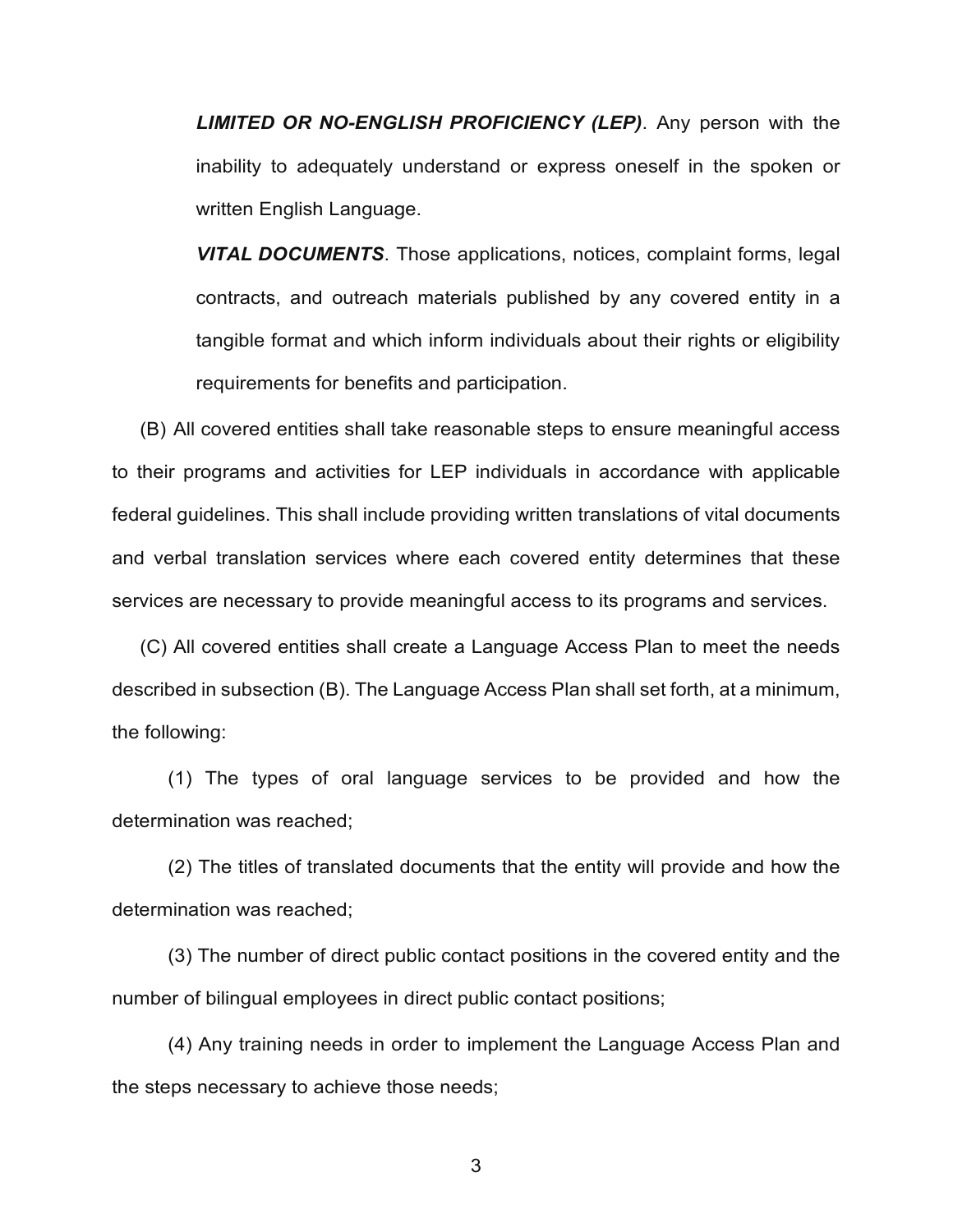***LIMITED OR NO-ENGLISH PROFICIENCY (LEP)***. Any person with the inability to adequately understand or express oneself in the spoken or written English Language.

***VITAL DOCUMENTS***. Those applications, notices, complaint forms, legal contracts, and outreach materials published by any covered entity in a tangible format and which inform individuals about their rights or eligibility requirements for benefits and participation.

(B) All covered entities shall take reasonable steps to ensure meaningful access to their programs and activities for LEP individuals in accordance with applicable federal guidelines. This shall include providing written translations of vital documents and verbal translation services where each covered entity determines that these services are necessary to provide meaningful access to its programs and services.

(C) All covered entities shall create a Language Access Plan to meet the needs described in subsection (B). The Language Access Plan shall set forth, at a minimum, the following:

(1) The types of oral language services to be provided and how the determination was reached;

(2) The titles of translated documents that the entity will provide and how the determination was reached;

(3) The number of direct public contact positions in the covered entity and the number of bilingual employees in direct public contact positions;

(4) Any training needs in order to implement the Language Access Plan and the steps necessary to achieve those needs;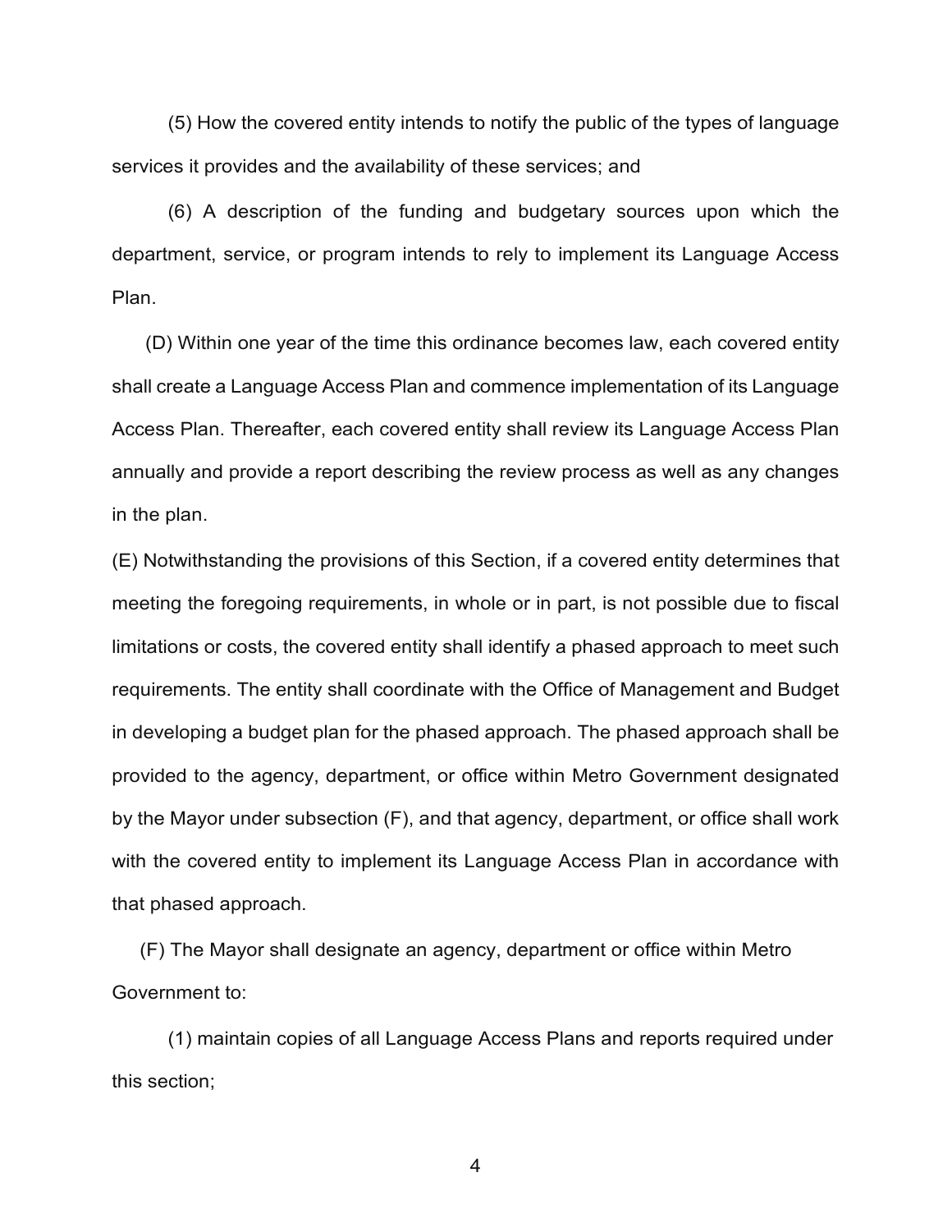(5) How the covered entity intends to notify the public of the types of language services it provides and the availability of these services; and

(6) A description of the funding and budgetary sources upon which the department, service, or program intends to rely to implement its Language Access Plan.

(D) Within one year of the time this ordinance becomes law, each covered entity shall create a Language Access Plan and commence implementation of its Language Access Plan. Thereafter, each covered entity shall review its Language Access Plan annually and provide a report describing the review process as well as any changes in the plan.

(E) Notwithstanding the provisions of this Section, if a covered entity determines that meeting the foregoing requirements, in whole or in part, is not possible due to fiscal limitations or costs, the covered entity shall identify a phased approach to meet such requirements. The entity shall coordinate with the Office of Management and Budget in developing a budget plan for the phased approach. The phased approach shall be provided to the agency, department, or office within Metro Government designated by the Mayor under subsection (F), and that agency, department, or office shall work with the covered entity to implement its Language Access Plan in accordance with that phased approach.

(F) The Mayor shall designate an agency, department or office within Metro Government to:

(1) maintain copies of all Language Access Plans and reports required under this section;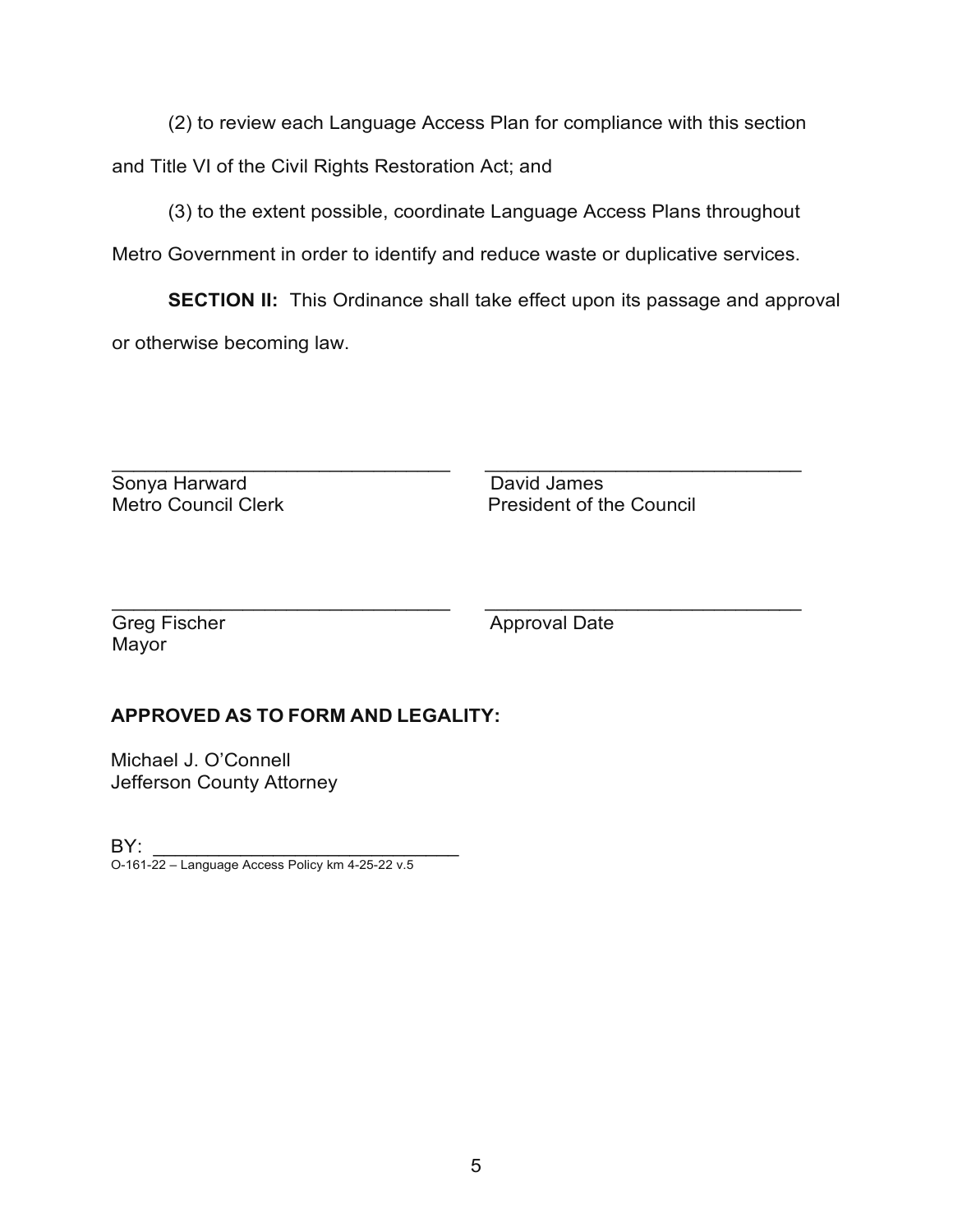(2) to review each Language Access Plan for compliance with this section and Title VI of the Civil Rights Restoration Act; and

(3) to the extent possible, coordinate Language Access Plans throughout Metro Government in order to identify and reduce waste or duplicative services.

**SECTION II:** This Ordinance shall take effect upon its passage and approval or otherwise becoming law.

_______________________________
Sonya Harward
Metro Council Clerk

_______________________________
David James
President of the Council

_______________________________
Greg Fischer
Mayor

_______________________________
Approval Date

**APPROVED AS TO FORM AND LEGALITY:**

Michael J. O'Connell
Jefferson County Attorney

BY: _______________________________

O-161-22 – Language Access Policy km 4-25-22 v.5